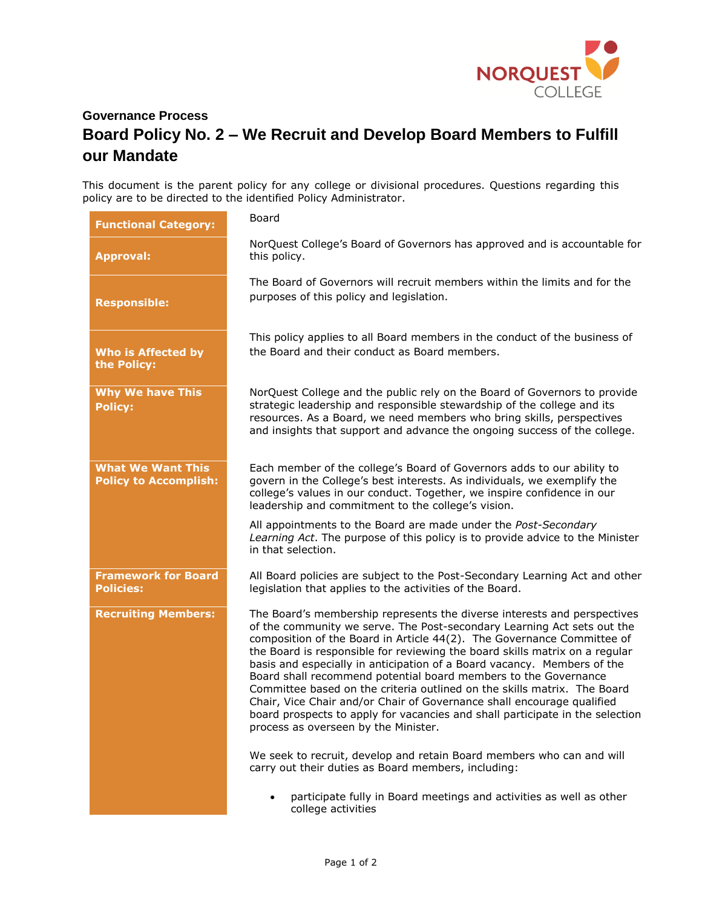**Governance Process**

# Board Policy No. 2 – We Recruit and Develop Board Members to Fulfill our Mandate

This document is the parent policy for any college or divisional procedures. Questions regarding this policy are to be directed to the identified Policy Administrator.

| | |
|---|---|
| **Functional Category:** | Board |
| **Approval:** | NorQuest College's Board of Governors has approved and is accountable for this policy. |
| **Responsible:** | The Board of Governors will recruit members within the limits and for the purposes of this policy and legislation. |
| **Who is Affected by the Policy:** | This policy applies to all Board members in the conduct of the business of the Board and their conduct as Board members. |
| **Why We have This Policy:** | NorQuest College and the public rely on the Board of Governors to provide strategic leadership and responsible stewardship of the college and its resources. As a Board, we need members who bring skills, perspectives and insights that support and advance the ongoing success of the college. |
| **What We Want This Policy to Accomplish:** | Each member of the college's Board of Governors adds to our ability to govern in the College's best interests. As individuals, we exemplify the college's values in our conduct. Together, we inspire confidence in our leadership and commitment to the college's vision.<br><br>All appointments to the Board are made under the *Post-Secondary Learning Act*. The purpose of this policy is to provide advice to the Minister in that selection. |
| **Framework for Board Policies:** | All Board policies are subject to the Post-Secondary Learning Act and other legislation that applies to the activities of the Board. |
| **Recruiting Members:** | The Board's membership represents the diverse interests and perspectives of the community we serve. The Post-secondary Learning Act sets out the composition of the Board in Article 44(2). The Governance Committee of the Board is responsible for reviewing the board skills matrix on a regular basis and especially in anticipation of a Board vacancy. Members of the Board shall recommend potential board members to the Governance Committee based on the criteria outlined on the skills matrix. The Board Chair, Vice Chair and/or Chair of Governance shall encourage qualified board prospects to apply for vacancies and shall participate in the selection process as overseen by the Minister.<br><br>We seek to recruit, develop and retain Board members who can and will carry out their duties as Board members, including:<br><br>• participate fully in Board meetings and activities as well as other college activities |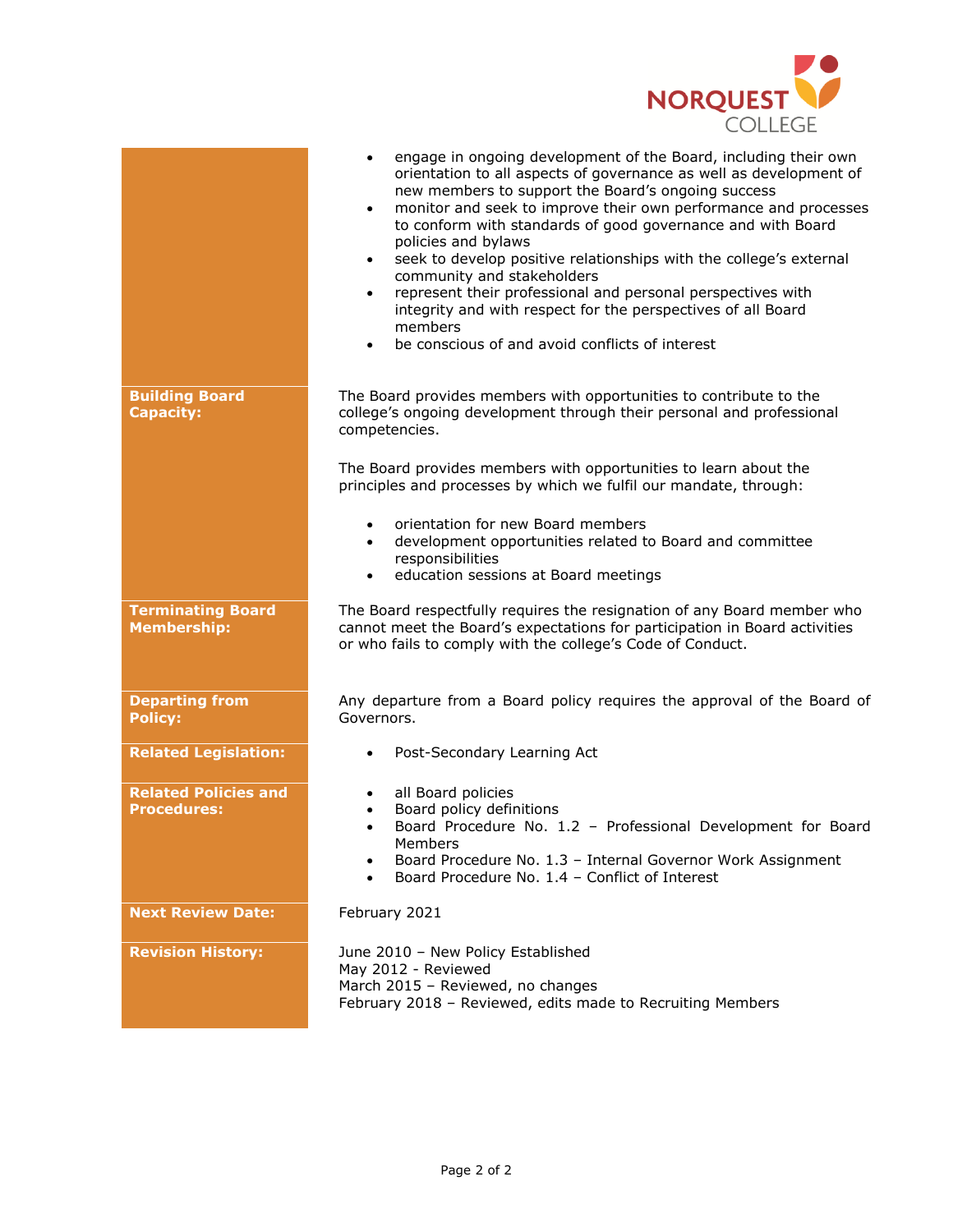| | |
|---|---|
| | • engage in ongoing development of the Board, including their own orientation to all aspects of governance as well as development of new members to support the Board's ongoing success<br>• monitor and seek to improve their own performance and processes to conform with standards of good governance and with Board policies and bylaws<br>• seek to develop positive relationships with the college's external community and stakeholders<br>• represent their professional and personal perspectives with integrity and with respect for the perspectives of all Board members<br>• be conscious of and avoid conflicts of interest |
| **Building Board Capacity:** | The Board provides members with opportunities to contribute to the college's ongoing development through their personal and professional competencies.<br><br>The Board provides members with opportunities to learn about the principles and processes by which we fulfil our mandate, through:<br><br>• orientation for new Board members<br>• development opportunities related to Board and committee responsibilities<br>• education sessions at Board meetings |
| **Terminating Board Membership:** | The Board respectfully requires the resignation of any Board member who cannot meet the Board's expectations for participation in Board activities or who fails to comply with the college's Code of Conduct. |
| **Departing from Policy:** | Any departure from a Board policy requires the approval of the Board of Governors. |
| **Related Legislation:** | • Post-Secondary Learning Act |
| **Related Policies and Procedures:** | • all Board policies<br>• Board policy definitions<br>• Board Procedure No. 1.2 – Professional Development for Board Members<br>• Board Procedure No. 1.3 – Internal Governor Work Assignment<br>• Board Procedure No. 1.4 – Conflict of Interest |
| **Next Review Date:** | February 2021 |
| **Revision History:** | June 2010 – New Policy Established<br>May 2012 - Reviewed<br>March 2015 – Reviewed, no changes<br>February 2018 – Reviewed, edits made to Recruiting Members |